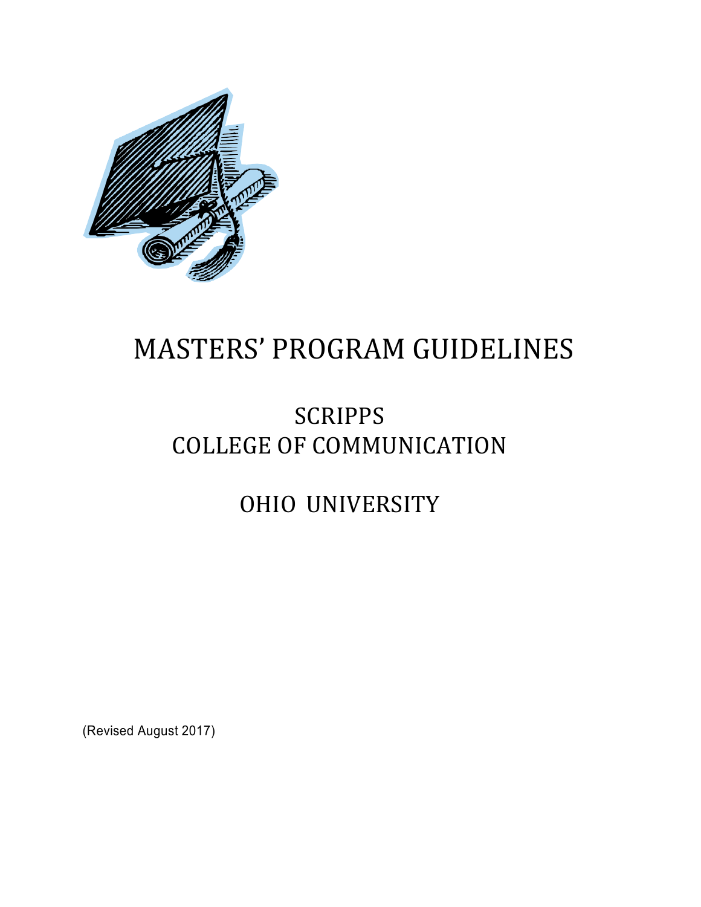# MASTERS' PROGRAM GUIDELINES

## SCRIPPS
## COLLEGE OF COMMUNICATION

## OHIO UNIVERSITY

(Revised August 2017)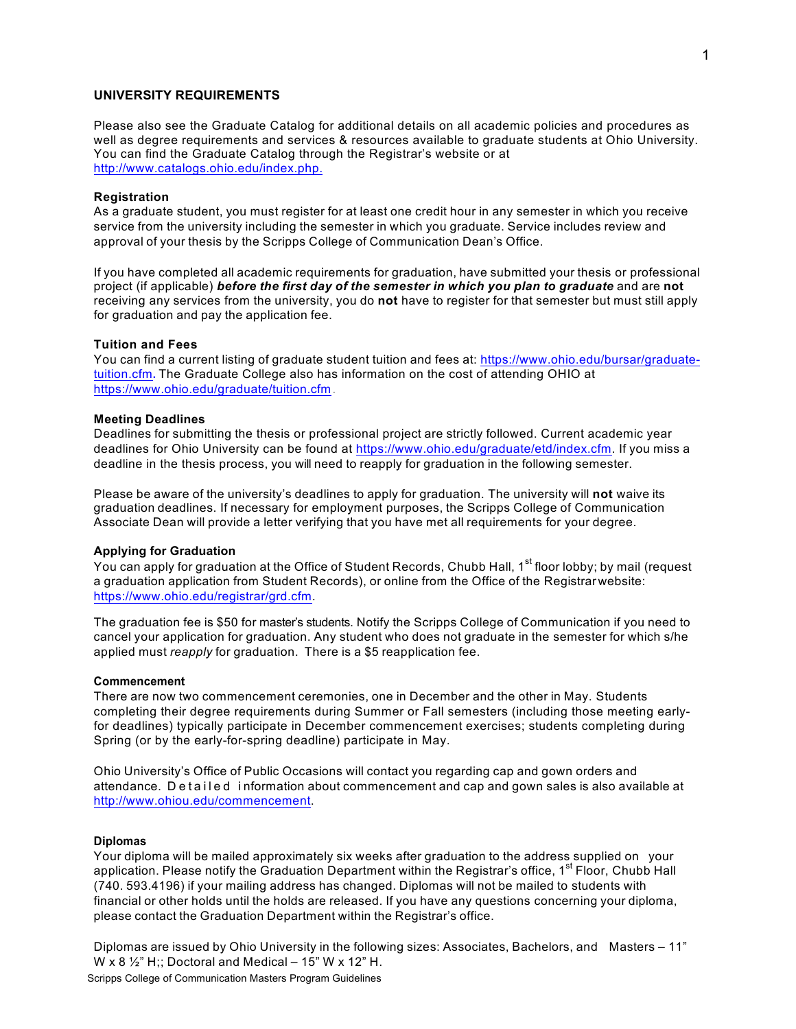## UNIVERSITY REQUIREMENTS

Please also see the Graduate Catalog for additional details on all academic policies and procedures as well as degree requirements and services & resources available to graduate students at Ohio University. You can find the Graduate Catalog through the Registrar's website or at http://www.catalogs.ohio.edu/index.php.

### Registration

As a graduate student, you must register for at least one credit hour in any semester in which you receive service from the university including the semester in which you graduate. Service includes review and approval of your thesis by the Scripps College of Communication Dean's Office.

If you have completed all academic requirements for graduation, have submitted your thesis or professional project (if applicable) ***before the first day of the semester in which you plan to graduate*** and are **not** receiving any services from the university, you do **not** have to register for that semester but must still apply for graduation and pay the application fee.

### Tuition and Fees

You can find a current listing of graduate student tuition and fees at: https://www.ohio.edu/bursar/graduate-tuition.cfm. The Graduate College also has information on the cost of attending OHIO at https://www.ohio.edu/graduate/tuition.cfm.

### Meeting Deadlines

Deadlines for submitting the thesis or professional project are strictly followed. Current academic year deadlines for Ohio University can be found at https://www.ohio.edu/graduate/etd/index.cfm. If you miss a deadline in the thesis process, you will need to reapply for graduation in the following semester.

Please be aware of the university's deadlines to apply for graduation. The university will **not** waive its graduation deadlines. If necessary for employment purposes, the Scripps College of Communication Associate Dean will provide a letter verifying that you have met all requirements for your degree.

### Applying for Graduation

You can apply for graduation at the Office of Student Records, Chubb Hall, 1st floor lobby; by mail (request a graduation application from Student Records), or online from the Office of the Registrar website: https://www.ohio.edu/registrar/grd.cfm.

The graduation fee is $50 for master's students. Notify the Scripps College of Communication if you need to cancel your application for graduation. Any student who does not graduate in the semester for which s/he applied must *reapply* for graduation. There is a $5 reapplication fee.

### Commencement

There are now two commencement ceremonies, one in December and the other in May. Students completing their degree requirements during Summer or Fall semesters (including those meeting early-for deadlines) typically participate in December commencement exercises; students completing during Spring (or by the early-for-spring deadline) participate in May.

Ohio University's Office of Public Occasions will contact you regarding cap and gown orders and attendance. Detailed information about commencement and cap and gown sales is also available at http://www.ohiou.edu/commencement.

### Diplomas

Your diploma will be mailed approximately six weeks after graduation to the address supplied on your application. Please notify the Graduation Department within the Registrar's office, 1st Floor, Chubb Hall (740. 593.4196) if your mailing address has changed. Diplomas will not be mailed to students with financial or other holds until the holds are released. If you have any questions concerning your diploma, please contact the Graduation Department within the Registrar's office.

Diplomas are issued by Ohio University in the following sizes: Associates, Bachelors, and Masters – 11" W x 8 ½" H;; Doctoral and Medical – 15" W x 12" H.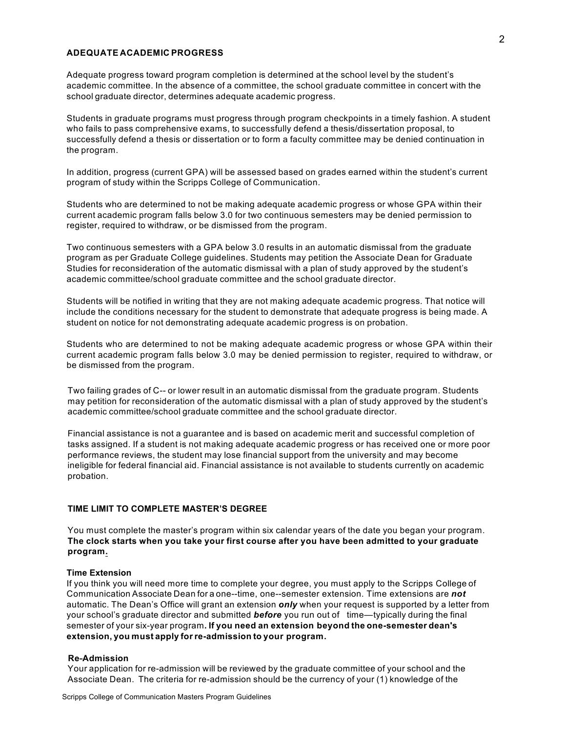## ADEQUATE ACADEMIC PROGRESS

Adequate progress toward program completion is determined at the school level by the student's academic committee. In the absence of a committee, the school graduate committee in concert with the school graduate director, determines adequate academic progress.

Students in graduate programs must progress through program checkpoints in a timely fashion. A student who fails to pass comprehensive exams, to successfully defend a thesis/dissertation proposal, to successfully defend a thesis or dissertation or to form a faculty committee may be denied continuation in the program.

In addition, progress (current GPA) will be assessed based on grades earned within the student's current program of study within the Scripps College of Communication.

Students who are determined to not be making adequate academic progress or whose GPA within their current academic program falls below 3.0 for two continuous semesters may be denied permission to register, required to withdraw, or be dismissed from the program.

Two continuous semesters with a GPA below 3.0 results in an automatic dismissal from the graduate program as per Graduate College guidelines. Students may petition the Associate Dean for Graduate Studies for reconsideration of the automatic dismissal with a plan of study approved by the student's academic committee/school graduate committee and the school graduate director.

Students will be notified in writing that they are not making adequate academic progress. That notice will include the conditions necessary for the student to demonstrate that adequate progress is being made. A student on notice for not demonstrating adequate academic progress is on probation.

Students who are determined to not be making adequate academic progress or whose GPA within their current academic program falls below 3.0 may be denied permission to register, required to withdraw, or be dismissed from the program.

Two failing grades of C-- or lower result in an automatic dismissal from the graduate program. Students may petition for reconsideration of the automatic dismissal with a plan of study approved by the student's academic committee/school graduate committee and the school graduate director.

Financial assistance is not a guarantee and is based on academic merit and successful completion of tasks assigned. If a student is not making adequate academic progress or has received one or more poor performance reviews, the student may lose financial support from the university and may become ineligible for federal financial aid. Financial assistance is not available to students currently on academic probation.

## TIME LIMIT TO COMPLETE MASTER'S DEGREE

You must complete the master's program within six calendar years of the date you began your program. **The clock starts when you take your first course after you have been admitted to your graduate program.**

### Time Extension

If you think you will need more time to complete your degree, you must apply to the Scripps College of Communication Associate Dean for a one--time, one--semester extension. Time extensions are ***not*** automatic. The Dean's Office will grant an extension ***only*** when your request is supported by a letter from your school's graduate director and submitted ***before*** you run out of time—typically during the final semester of your six-year program**. If you need an extension beyond the one-semester dean's extension, you must apply for re-admission to your program.**

### Re-Admission

Your application for re-admission will be reviewed by the graduate committee of your school and the Associate Dean. The criteria for re-admission should be the currency of your (1) knowledge of the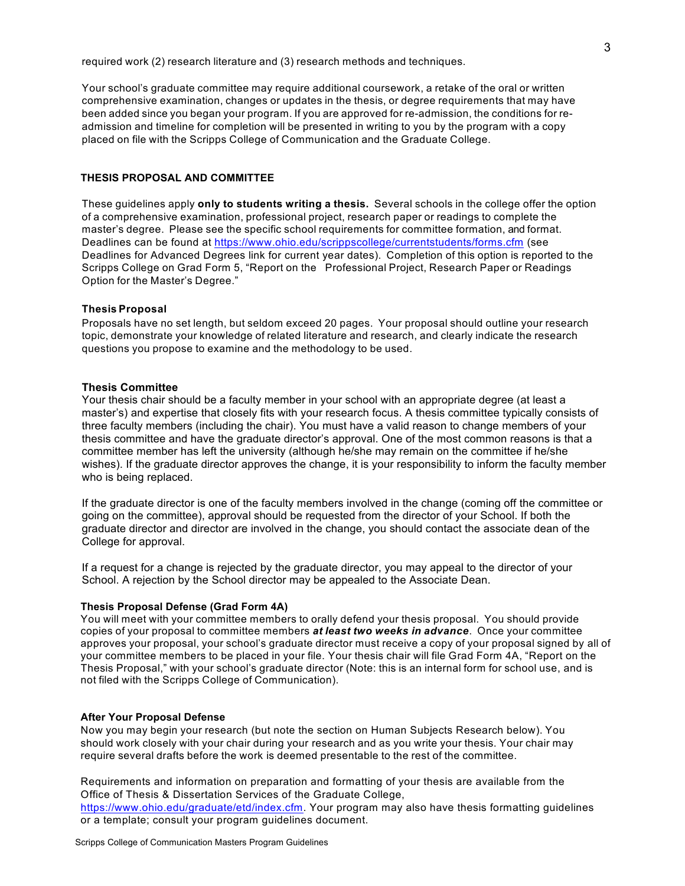required work (2) research literature and (3) research methods and techniques.

Your school's graduate committee may require additional coursework, a retake of the oral or written comprehensive examination, changes or updates in the thesis, or degree requirements that may have been added since you began your program. If you are approved for re-admission, the conditions for re-admission and timeline for completion will be presented in writing to you by the program with a copy placed on file with the Scripps College of Communication and the Graduate College.

## THESIS PROPOSAL AND COMMITTEE

These guidelines apply **only to students writing a thesis.** Several schools in the college offer the option of a comprehensive examination, professional project, research paper or readings to complete the master's degree. Please see the specific school requirements for committee formation, and format. Deadlines can be found at https://www.ohio.edu/scrippscollege/currentstudents/forms.cfm (see Deadlines for Advanced Degrees link for current year dates). Completion of this option is reported to the Scripps College on Grad Form 5, "Report on the Professional Project, Research Paper or Readings Option for the Master's Degree."

### Thesis Proposal

Proposals have no set length, but seldom exceed 20 pages. Your proposal should outline your research topic, demonstrate your knowledge of related literature and research, and clearly indicate the research questions you propose to examine and the methodology to be used.

### Thesis Committee

Your thesis chair should be a faculty member in your school with an appropriate degree (at least a master's) and expertise that closely fits with your research focus. A thesis committee typically consists of three faculty members (including the chair). You must have a valid reason to change members of your thesis committee and have the graduate director's approval. One of the most common reasons is that a committee member has left the university (although he/she may remain on the committee if he/she wishes). If the graduate director approves the change, it is your responsibility to inform the faculty member who is being replaced.

If the graduate director is one of the faculty members involved in the change (coming off the committee or going on the committee), approval should be requested from the director of your School. If both the graduate director and director are involved in the change, you should contact the associate dean of the College for approval.

If a request for a change is rejected by the graduate director, you may appeal to the director of your School. A rejection by the School director may be appealed to the Associate Dean.

### Thesis Proposal Defense (Grad Form 4A)

You will meet with your committee members to orally defend your thesis proposal. You should provide copies of your proposal to committee members ***at least two weeks in advance***. Once your committee approves your proposal, your school's graduate director must receive a copy of your proposal signed by all of your committee members to be placed in your file. Your thesis chair will file Grad Form 4A, "Report on the Thesis Proposal," with your school's graduate director (Note: this is an internal form for school use, and is not filed with the Scripps College of Communication).

### After Your Proposal Defense

Now you may begin your research (but note the section on Human Subjects Research below). You should work closely with your chair during your research and as you write your thesis. Your chair may require several drafts before the work is deemed presentable to the rest of the committee.

Requirements and information on preparation and formatting of your thesis are available from the Office of Thesis & Dissertation Services of the Graduate College, https://www.ohio.edu/graduate/etd/index.cfm. Your program may also have thesis formatting guidelines or a template; consult your program guidelines document.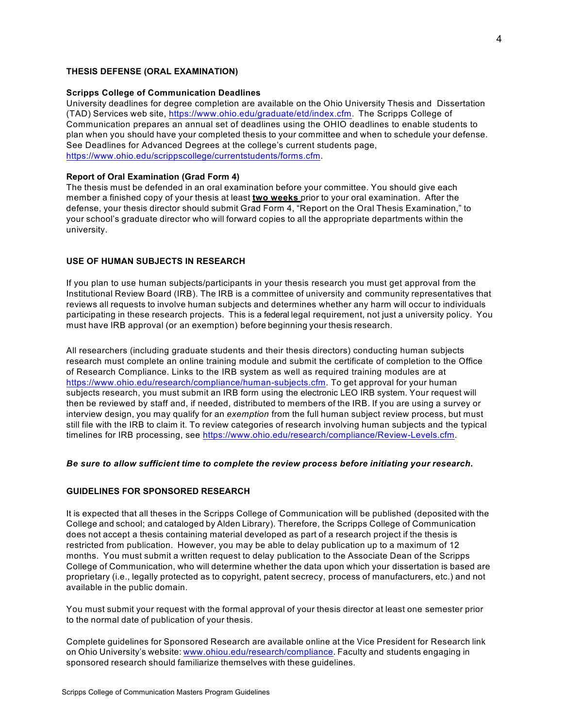## THESIS DEFENSE (ORAL EXAMINATION)

### Scripps College of Communication Deadlines

University deadlines for degree completion are available on the Ohio University Thesis and Dissertation (TAD) Services web site, https://www.ohio.edu/graduate/etd/index.cfm. The Scripps College of Communication prepares an annual set of deadlines using the OHIO deadlines to enable students to plan when you should have your completed thesis to your committee and when to schedule your defense. See Deadlines for Advanced Degrees at the college's current students page, https://www.ohio.edu/scrippscollege/currentstudents/forms.cfm.

### Report of Oral Examination (Grad Form 4)

The thesis must be defended in an oral examination before your committee. You should give each member a finished copy of your thesis at least **two weeks** prior to your oral examination. After the defense, your thesis director should submit Grad Form 4, "Report on the Oral Thesis Examination," to your school's graduate director who will forward copies to all the appropriate departments within the university.

## USE OF HUMAN SUBJECTS IN RESEARCH

If you plan to use human subjects/participants in your thesis research you must get approval from the Institutional Review Board (IRB). The IRB is a committee of university and community representatives that reviews all requests to involve human subjects and determines whether any harm will occur to individuals participating in these research projects. This is a federal legal requirement, not just a university policy. You must have IRB approval (or an exemption) before beginning your thesis research.

All researchers (including graduate students and their thesis directors) conducting human subjects research must complete an online training module and submit the certificate of completion to the Office of Research Compliance. Links to the IRB system as well as required training modules are at https://www.ohio.edu/research/compliance/human-subjects.cfm. To get approval for your human subjects research, you must submit an IRB form using the electronic LEO IRB system. Your request will then be reviewed by staff and, if needed, distributed to members of the IRB. If you are using a survey or interview design, you may qualify for an *exemption* from the full human subject review process, but must still file with the IRB to claim it. To review categories of research involving human subjects and the typical timelines for IRB processing, see https://www.ohio.edu/research/compliance/Review-Levels.cfm.

***Be sure to allow sufficient time to complete the review process before initiating your research.***

## GUIDELINES FOR SPONSORED RESEARCH

It is expected that all theses in the Scripps College of Communication will be published (deposited with the College and school; and cataloged by Alden Library). Therefore, the Scripps College of Communication does not accept a thesis containing material developed as part of a research project if the thesis is restricted from publication. However, you may be able to delay publication up to a maximum of 12 months. You must submit a written request to delay publication to the Associate Dean of the Scripps College of Communication, who will determine whether the data upon which your dissertation is based are proprietary (i.e., legally protected as to copyright, patent secrecy, process of manufacturers, etc.) and not available in the public domain.

You must submit your request with the formal approval of your thesis director at least one semester prior to the normal date of publication of your thesis.

Complete guidelines for Sponsored Research are available online at the Vice President for Research link on Ohio University's website: www.ohiou.edu/research/compliance. Faculty and students engaging in sponsored research should familiarize themselves with these guidelines.